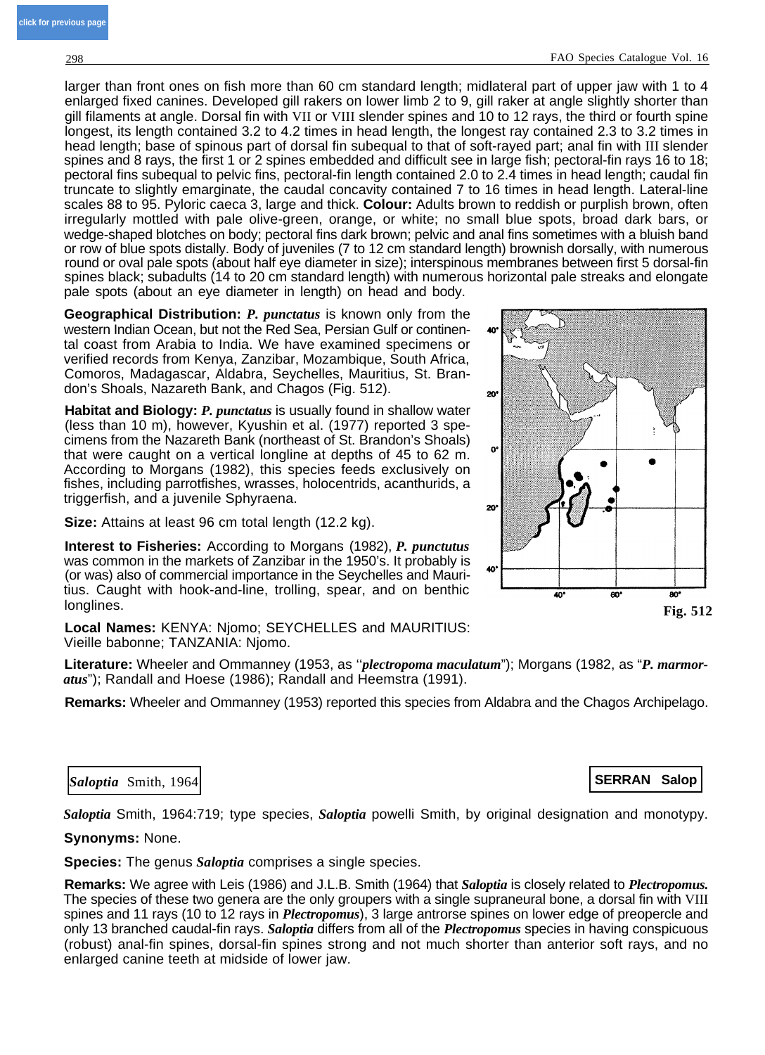larger than front ones on fish more than 60 cm standard length; midlateral part of upper jaw with 1 to 4 enlarged fixed canines. Developed gill rakers on lower limb 2 to 9, gill raker at angle slightly shorter than gill filaments at angle. Dorsal fin with VII or VIII slender spines and 10 to 12 rays, the third or fourth spine longest, its length contained 3.2 to 4.2 times in head length, the longest ray contained 2.3 to 3.2 times in head length; base of spinous part of dorsal fin subequal to that of soft-rayed part; anal fin with III slender spines and 8 rays, the first 1 or 2 spines embedded and difficult see in large fish; pectoral-fin rays 16 to 18; pectoral fins subequal to pelvic fins, pectoral-fin length contained 2.0 to 2.4 times in head length; caudal fin truncate to slightly emarginate, the caudal concavity contained 7 to 16 times in head length. Lateral-line scales 88 to 95. Pyloric caeca 3, large and thick. **Colour:** Adults brown to reddish or purplish brown, often irregularly mottled with pale olive-green, orange, or white; no small blue spots, broad dark bars, or wedge-shaped blotches on body; pectoral fins dark brown; pelvic and anal fins sometimes with a bluish band or row of blue spots distally. Body of juveniles (7 to 12 cm standard length) brownish dorsally, with numerous round or oval pale spots (about half eye diameter in size); interspinous membranes between first 5 dorsal-fin spines black; subadults (14 to 20 cm standard length) with numerous horizontal pale streaks and elongate pale spots (about an eye diameter in length) on head and body.

**Geographical Distribution:** ***P. punctatus*** is known only from the western Indian Ocean, but not the Red Sea, Persian Gulf or continental coast from Arabia to India. We have examined specimens or verified records from Kenya, Zanzibar, Mozambique, South Africa, Comoros, Madagascar, Aldabra, Seychelles, Mauritius, St. Brandon's Shoals, Nazareth Bank, and Chagos (Fig. 512).

**Fig. 512**

**Habitat and Biology:** ***P. punctatus*** is usually found in shallow water (less than 10 m), however, Kyushin et al. (1977) reported 3 specimens from the Nazareth Bank (northeast of St. Brandon's Shoals) that were caught on a vertical longline at depths of 45 to 62 m. According to Morgans (1982), this species feeds exclusively on fishes, including parrotfishes, wrasses, holocentrids, acanthurids, a triggerfish, and a juvenile Sphyraena.

**Size:** Attains at least 96 cm total length (12.2 kg).

**Interest to Fisheries:** According to Morgans (1982), ***P. punctutus*** was common in the markets of Zanzibar in the 1950's. It probably is (or was) also of commercial importance in the Seychelles and Mauritius. Caught with hook-and-line, trolling, spear, and on benthic longlines.

**Local Names:** KENYA: Njomo; SEYCHELLES and MAURITIUS: Vieille babonne; TANZANIA: Njomo.

**Literature:** Wheeler and Ommanney (1953, as "***plectropoma maculatum***"); Morgans (1982, as "***P. marmoratus***"); Randall and Hoese (1986); Randall and Heemstra (1991).

**Remarks:** Wheeler and Ommanney (1953) reported this species from Aldabra and the Chagos Archipelago.

## *Saloptia* Smith, 1964

**SERRAN Salop**

***Saloptia*** Smith, 1964:719; type species, ***Saloptia*** powelli Smith, by original designation and monotypy.

**Synonyms:** None.

**Species:** The genus ***Saloptia*** comprises a single species.

**Remarks:** We agree with Leis (1986) and J.L.B. Smith (1964) that ***Saloptia*** is closely related to ***Plectropomus.*** The species of these two genera are the only groupers with a single supraneural bone, a dorsal fin with VIII spines and 11 rays (10 to 12 rays in ***Plectropomus***), 3 large antrorse spines on lower edge of preopercle and only 13 branched caudal-fin rays. ***Saloptia*** differs from all of the ***Plectropomus*** species in having conspicuous (robust) anal-fin spines, dorsal-fin spines strong and not much shorter than anterior soft rays, and no enlarged canine teeth at midside of lower jaw.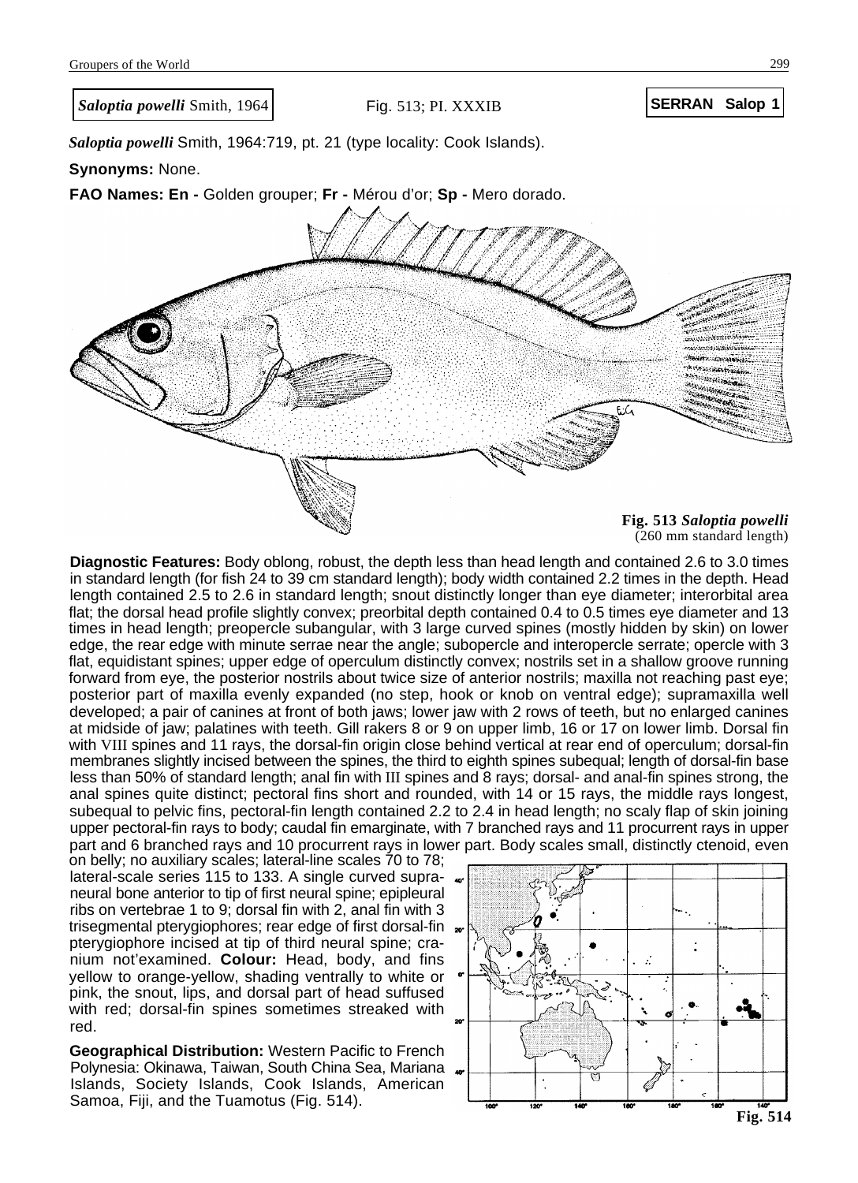*Saloptia powelli* Smith, 1964 | Fig. 513; Pl. XXXIB | **SERRAN Salop 1**

***Saloptia powelli*** Smith, 1964:719, pt. 21 (type locality: Cook Islands).

**Synonyms:** None.

**FAO Names: En -** Golden grouper; **Fr -** Mérou d'or; **Sp -** Mero dorado.

**Fig. 513 *Saloptia powelli*** (260 mm standard length)

**Diagnostic Features:** Body oblong, robust, the depth less than head length and contained 2.6 to 3.0 times in standard length (for fish 24 to 39 cm standard length); body width contained 2.2 times in the depth. Head length contained 2.5 to 2.6 in standard length; snout distinctly longer than eye diameter; interorbital area flat; the dorsal head profile slightly convex; preorbital depth contained 0.4 to 0.5 times eye diameter and 13 times in head length; preopercle subangular, with 3 large curved spines (mostly hidden by skin) on lower edge, the rear edge with minute serrae near the angle; subopercle and interopercle serrate; opercle with 3 flat, equidistant spines; upper edge of operculum distinctly convex; nostrils set in a shallow groove running forward from eye, the posterior nostrils about twice size of anterior nostrils; maxilla not reaching past eye; posterior part of maxilla evenly expanded (no step, hook or knob on ventral edge); supramaxilla well developed; a pair of canines at front of both jaws; lower jaw with 2 rows of teeth, but no enlarged canines at midside of jaw; palatines with teeth. Gill rakers 8 or 9 on upper limb, 16 or 17 on lower limb. Dorsal fin with VIII spines and 11 rays, the dorsal-fin origin close behind vertical at rear end of operculum; dorsal-fin membranes slightly incised between the spines, the third to eighth spines subequal; length of dorsal-fin base less than 50% of standard length; anal fin with III spines and 8 rays; dorsal- and anal-fin spines strong, the anal spines quite distinct; pectoral fins short and rounded, with 14 or 15 rays, the middle rays longest, subequal to pelvic fins, pectoral-fin length contained 2.2 to 2.4 in head length; no scaly flap of skin joining upper pectoral-fin rays to body; caudal fin emarginate, with 7 branched rays and 11 procurrent rays in upper part and 6 branched rays and 10 procurrent rays in lower part. Body scales small, distinctly ctenoid, even on belly; no auxiliary scales; lateral-line scales 70 to 78; lateral-scale series 115 to 133. A single curved supraneural bone anterior to tip of first neural spine; epipleural ribs on vertebrae 1 to 9; dorsal fin with 2, anal fin with 3 trisegmental pterygiophores; rear edge of first dorsal-fin pterygiophore incised at tip of third neural spine; cranium not'examined. **Colour:** Head, body, and fins yellow to orange-yellow, shading ventrally to white or pink, the snout, lips, and dorsal part of head suffused with red; dorsal-fin spines sometimes streaked with red.

**Geographical Distribution:** Western Pacific to French Polynesia: Okinawa, Taiwan, South China Sea, Mariana Islands, Society Islands, Cook Islands, American Samoa, Fiji, and the Tuamotus (Fig. 514).

**Fig. 514**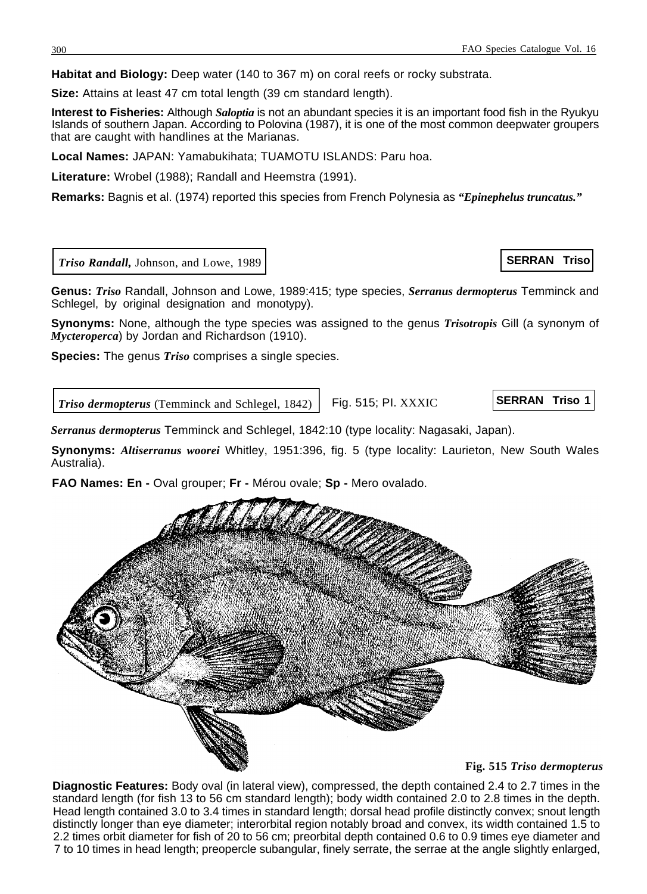**Habitat and Biology:** Deep water (140 to 367 m) on coral reefs or rocky substrata.

**Size:** Attains at least 47 cm total length (39 cm standard length).

**Interest to Fisheries:** Although ***Saloptia*** is not an abundant species it is an important food fish in the Ryukyu Islands of southern Japan. According to Polovina (1987), it is one of the most common deepwater groupers that are caught with handlines at the Marianas.

**Local Names:** JAPAN: Yamabukihata; TUAMOTU ISLANDS: Paru hoa.

**Literature:** Wrobel (1988); Randall and Heemstra (1991).

**Remarks:** Bagnis et al. (1974) reported this species from French Polynesia as ***"Epinephelus truncatus."***

## ***Triso Randall,*** Johnson, and Lowe, 1989

**SERRAN Triso**

**Genus:** ***Triso*** Randall, Johnson and Lowe, 1989:415; type species, ***Serranus dermopterus*** Temminck and Schlegel, by original designation and monotypy).

**Synonyms:** None, although the type species was assigned to the genus ***Trisotropis*** Gill (a synonym of ***Mycteroperca***) by Jordan and Richardson (1910).

**Species:** The genus ***Triso*** comprises a single species.

### ***Triso dermopterus*** (Temminck and Schlegel, 1842)

Fig. 515; Pl. XXXIC

**SERRAN Triso 1**

***Serranus dermopterus*** Temminck and Schlegel, 1842:10 (type locality: Nagasaki, Japan).

**Synonyms:** ***Altiserranus woorei*** Whitley, 1951:396, fig. 5 (type locality: Laurieton, New South Wales Australia).

**FAO Names: En -** Oval grouper; **Fr -** Mérou ovale; **Sp -** Mero ovalado.

**Fig. 515 *Triso dermopterus***

**Diagnostic Features:** Body oval (in lateral view), compressed, the depth contained 2.4 to 2.7 times in the standard length (for fish 13 to 56 cm standard length); body width contained 2.0 to 2.8 times in the depth. Head length contained 3.0 to 3.4 times in standard length; dorsal head profile distinctly convex; snout length distinctly longer than eye diameter; interorbital region notably broad and convex, its width contained 1.5 to 2.2 times orbit diameter for fish of 20 to 56 cm; preorbital depth contained 0.6 to 0.9 times eye diameter and 7 to 10 times in head length; preopercle subangular, finely serrate, the serrae at the angle slightly enlarged,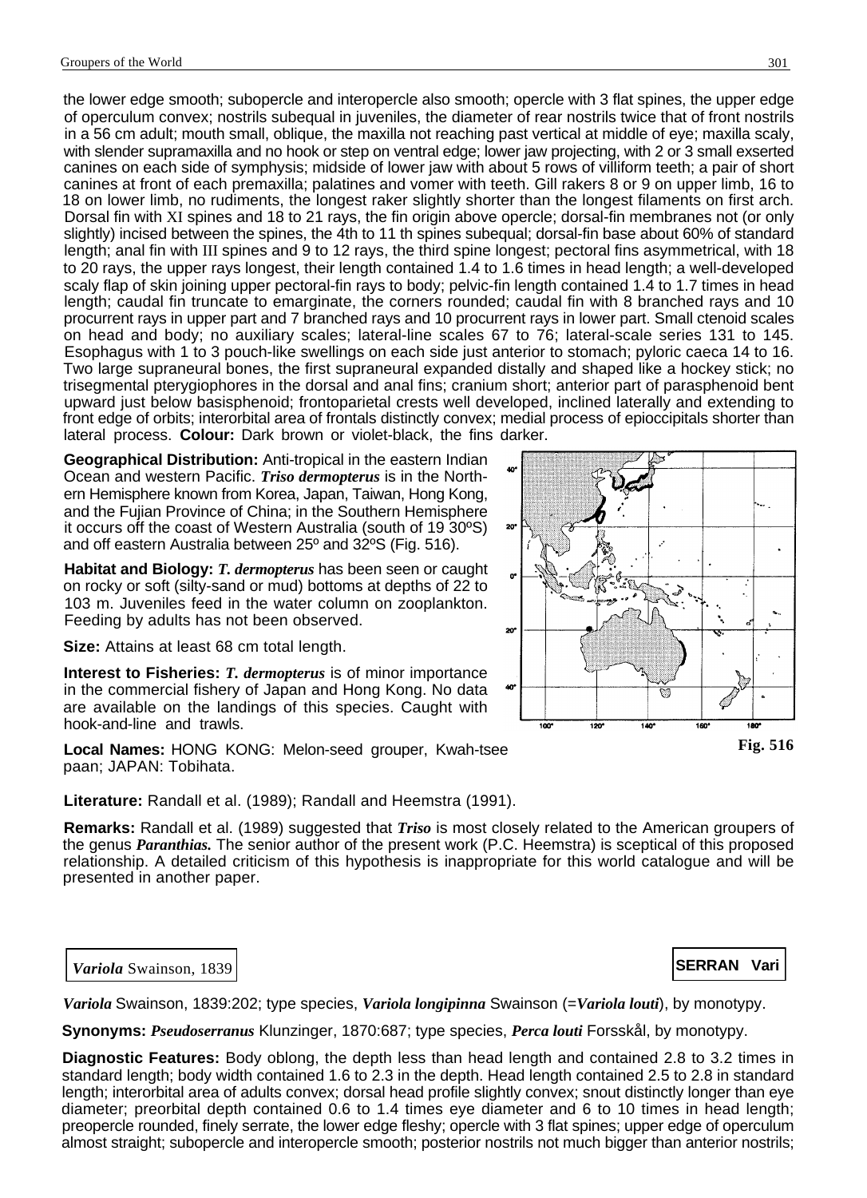the lower edge smooth; subopercle and interopercle also smooth; opercle with 3 flat spines, the upper edge of operculum convex; nostrils subequal in juveniles, the diameter of rear nostrils twice that of front nostrils in a 56 cm adult; mouth small, oblique, the maxilla not reaching past vertical at middle of eye; maxilla scaly, with slender supramaxilla and no hook or step on ventral edge; lower jaw projecting, with 2 or 3 small exserted canines on each side of symphysis; midside of lower jaw with about 5 rows of villiform teeth; a pair of short canines at front of each premaxilla; palatines and vomer with teeth. Gill rakers 8 or 9 on upper limb, 16 to 18 on lower limb, no rudiments, the longest raker slightly shorter than the longest filaments on first arch. Dorsal fin with XI spines and 18 to 21 rays, the fin origin above opercle; dorsal-fin membranes not (or only slightly) incised between the spines, the 4th to 11 th spines subequal; dorsal-fin base about 60% of standard length; anal fin with III spines and 9 to 12 rays, the third spine longest; pectoral fins asymmetrical, with 18 to 20 rays, the upper rays longest, their length contained 1.4 to 1.6 times in head length; a well-developed scaly flap of skin joining upper pectoral-fin rays to body; pelvic-fin length contained 1.4 to 1.7 times in head length; caudal fin truncate to emarginate, the corners rounded; caudal fin with 8 branched rays and 10 procurrent rays in upper part and 7 branched rays and 10 procurrent rays in lower part. Small ctenoid scales on head and body; no auxiliary scales; lateral-line scales 67 to 76; lateral-scale series 131 to 145. Esophagus with 1 to 3 pouch-like swellings on each side just anterior to stomach; pyloric caeca 14 to 16. Two large supraneural bones, the first supraneural expanded distally and shaped like a hockey stick; no trisegmental pterygiophores in the dorsal and anal fins; cranium short; anterior part of parasphenoid bent upward just below basisphenoid; frontoparietal crests well developed, inclined laterally and extending to front edge of orbits; interorbital area of frontals distinctly convex; medial process of epioccipitals shorter than lateral process. **Colour:** Dark brown or violet-black, the fins darker.

**Geographical Distribution:** Anti-tropical in the eastern Indian Ocean and western Pacific. ***Triso dermopterus*** is in the Northern Hemisphere known from Korea, Japan, Taiwan, Hong Kong, and the Fujian Province of China; in the Southern Hemisphere it occurs off the coast of Western Australia (south of 19 30ºS) and off eastern Australia between 25º and 32ºS (Fig. 516).

**Habitat and Biology:** ***T. dermopterus*** has been seen or caught on rocky or soft (silty-sand or mud) bottoms at depths of 22 to 103 m. Juveniles feed in the water column on zooplankton. Feeding by adults has not been observed.

**Size:** Attains at least 68 cm total length.

**Interest to Fisheries:** ***T. dermopterus*** is of minor importance in the commercial fishery of Japan and Hong Kong. No data are available on the landings of this species. Caught with hook-and-line and trawls.

**Local Names:** HONG KONG: Melon-seed grouper, Kwah-tsee paan; JAPAN: Tobihata.

**Fig. 516**

**Literature:** Randall et al. (1989); Randall and Heemstra (1991).

**Remarks:** Randall et al. (1989) suggested that ***Triso*** is most closely related to the American groupers of the genus ***Paranthias.*** The senior author of the present work (P.C. Heemstra) is sceptical of this proposed relationship. A detailed criticism of this hypothesis is inappropriate for this world catalogue and will be presented in another paper.

## ***Variola*** Swainson, 1839

**SERRAN Vari**

***Variola*** Swainson, 1839:202; type species, ***Variola longipinna*** Swainson (=***Variola louti***), by monotypy.

**Synonyms:** ***Pseudoserranus*** Klunzinger, 1870:687; type species, ***Perca louti*** Forsskål, by monotypy.

**Diagnostic Features:** Body oblong, the depth less than head length and contained 2.8 to 3.2 times in standard length; body width contained 1.6 to 2.3 in the depth. Head length contained 2.5 to 2.8 in standard length; interorbital area of adults convex; dorsal head profile slightly convex; snout distinctly longer than eye diameter; preorbital depth contained 0.6 to 1.4 times eye diameter and 6 to 10 times in head length; preopercle rounded, finely serrate, the lower edge fleshy; opercle with 3 flat spines; upper edge of operculum almost straight; subopercle and interopercle smooth; posterior nostrils not much bigger than anterior nostrils;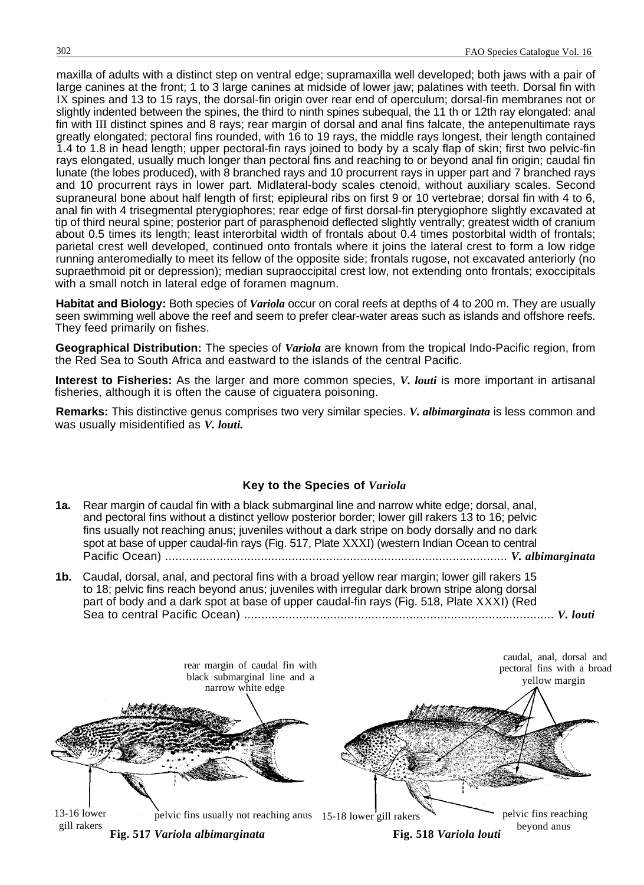maxilla of adults with a distinct step on ventral edge; supramaxilla well developed; both jaws with a pair of large canines at the front; 1 to 3 large canines at midside of lower jaw; palatines with teeth. Dorsal fin with IX spines and 13 to 15 rays, the dorsal-fin origin over rear end of operculum; dorsal-fin membranes not or slightly indented between the spines, the third to ninth spines subequal, the 11 th or 12th ray elongated: anal fin with III distinct spines and 8 rays; rear margin of dorsal and anal fins falcate, the antepenultimate rays greatly elongated; pectoral fins rounded, with 16 to 19 rays, the middle rays longest, their length contained 1.4 to 1.8 in head length; upper pectoral-fin rays joined to body by a scaly flap of skin; first two pelvic-fin rays elongated, usually much longer than pectoral fins and reaching to or beyond anal fin origin; caudal fin lunate (the lobes produced), with 8 branched rays and 10 procurrent rays in upper part and 7 branched rays and 10 procurrent rays in lower part. Midlateral-body scales ctenoid, without auxiliary scales. Second supraneural bone about half length of first; epipleural ribs on first 9 or 10 vertebrae; dorsal fin with 4 to 6, anal fin with 4 trisegmental pterygiophores; rear edge of first dorsal-fin pterygiophore slightly excavated at tip of third neural spine; posterior part of parasphenoid deflected slightly ventrally; greatest width of cranium about 0.5 times its length; least interorbital width of frontals about 0.4 times postorbital width of frontals; parietal crest well developed, continued onto frontals where it joins the lateral crest to form a low ridge running anteromedially to meet its fellow of the opposite side; frontals rugose, not excavated anteriorly (no supraethmoid pit or depression); median supraoccipital crest low, not extending onto frontals; exoccipitals with a small notch in lateral edge of foramen magnum.

**Habitat and Biology:** Both species of ***Variola*** occur on coral reefs at depths of 4 to 200 m. They are usually seen swimming well above the reef and seem to prefer clear-water areas such as islands and offshore reefs. They feed primarily on fishes.

**Geographical Distribution:** The species of ***Variola*** are known from the tropical Indo-Pacific region, from the Red Sea to South Africa and eastward to the islands of the central Pacific.

**Interest to Fisheries:** As the larger and more common species, ***V. louti*** is more important in artisanal fisheries, although it is often the cause of ciguatera poisoning.

**Remarks:** This distinctive genus comprises two very similar species. ***V. albimarginata*** is less common and was usually misidentified as ***V. louti.***

## Key to the Species of *Variola*

**1a.** Rear margin of caudal fin with a black submarginal line and narrow white edge; dorsal, anal, and pectoral fins without a distinct yellow posterior border; lower gill rakers 13 to 16; pelvic fins usually not reaching anus; juveniles without a dark stripe on body dorsally and no dark spot at base of upper caudal-fin rays (Fig. 517, Plate XXXI) (western Indian Ocean to central Pacific Ocean) .................................................................................................... ***V. albimarginata***

**1b.** Caudal, dorsal, anal, and pectoral fins with a broad yellow rear margin; lower gill rakers 15 to 18; pelvic fins reach beyond anus; juveniles with irregular dark brown stripe along dorsal part of body and a dark spot at base of upper caudal-fin rays (Fig. 518, Plate XXXI) (Red Sea to central Pacific Ocean) ........................................................................................... ***V. louti***

rear margin of caudal fin with black submarginal line and a narrow white edge

13-16 lower gill rakers

pelvic fins usually not reaching anus

**Fig. 517 *Variola albimarginata***

caudal, anal, dorsal and pectoral fins with a broad yellow margin

15-18 lower gill rakers

pelvic fins reaching beyond anus

**Fig. 518 *Variola louti***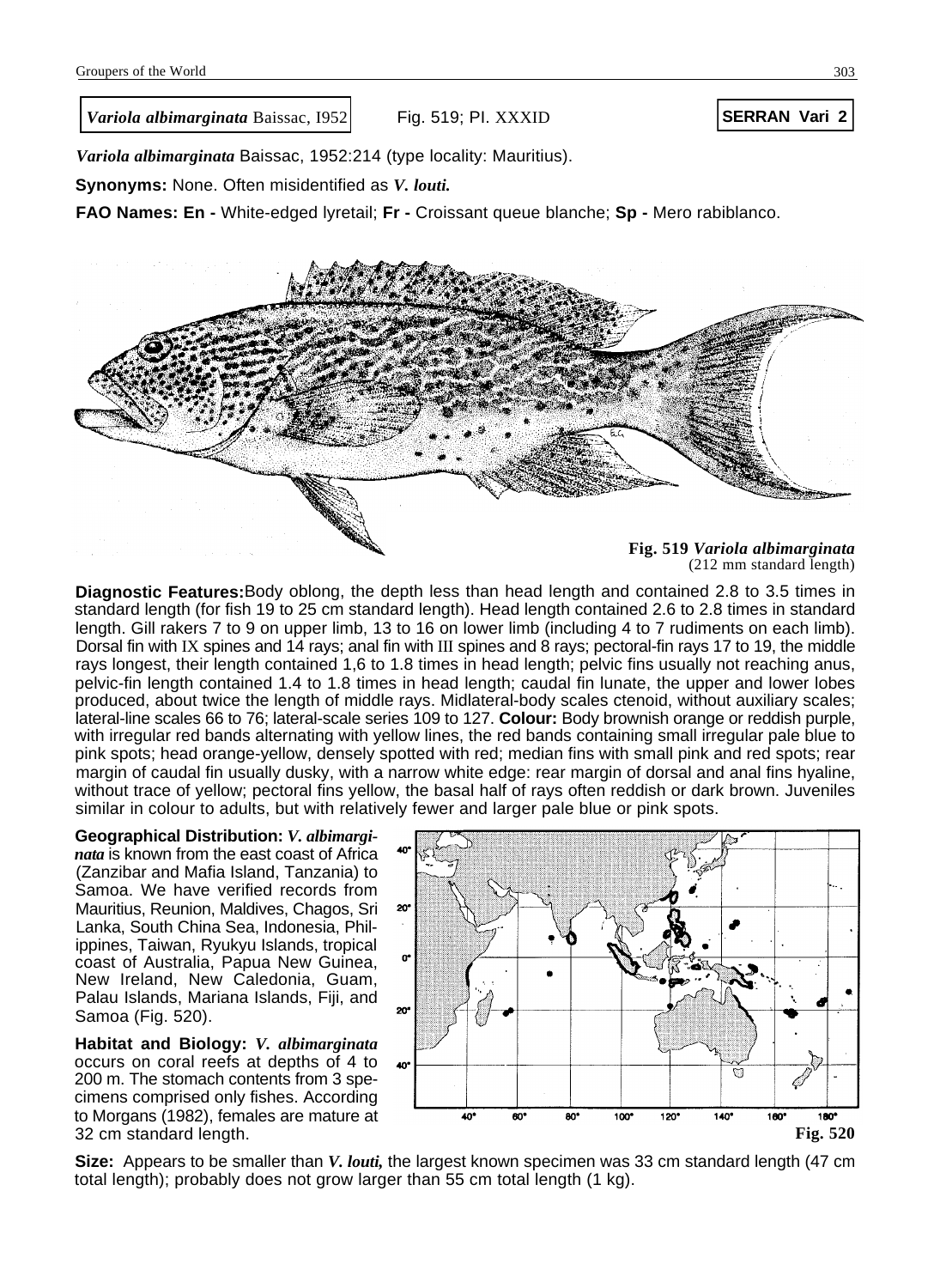***Variola albimarginata*** Baissac, I952 Fig. 519; Pl. XXXID **SERRAN Vari 2**

***Variola albimarginata*** Baissac, 1952:214 (type locality: Mauritius).

**Synonyms:** None. Often misidentified as ***V. louti.***

**FAO Names: En -** White-edged lyretail; **Fr -** Croissant queue blanche; **Sp -** Mero rabiblanco.

**Fig. 519 *Variola albimarginata*** (212 mm standard length)

**Diagnostic Features:** Body oblong, the depth less than head length and contained 2.8 to 3.5 times in standard length (for fish 19 to 25 cm standard length). Head length contained 2.6 to 2.8 times in standard length. Gill rakers 7 to 9 on upper limb, 13 to 16 on lower limb (including 4 to 7 rudiments on each limb). Dorsal fin with IX spines and 14 rays; anal fin with III spines and 8 rays; pectoral-fin rays 17 to 19, the middle rays longest, their length contained 1,6 to 1.8 times in head length; pelvic fins usually not reaching anus, pelvic-fin length contained 1.4 to 1.8 times in head length; caudal fin lunate, the upper and lower lobes produced, about twice the length of middle rays. Midlateral-body scales ctenoid, without auxiliary scales; lateral-line scales 66 to 76; lateral-scale series 109 to 127. **Colour:** Body brownish orange or reddish purple, with irregular red bands alternating with yellow lines, the red bands containing small irregular pale blue to pink spots; head orange-yellow, densely spotted with red; median fins with small pink and red spots; rear margin of caudal fin usually dusky, with a narrow white edge: rear margin of dorsal and anal fins hyaline, without trace of yellow; pectoral fins yellow, the basal half of rays often reddish or dark brown. Juveniles similar in colour to adults, but with relatively fewer and larger pale blue or pink spots.

**Geographical Distribution:** ***V. albimarginata*** is known from the east coast of Africa (Zanzibar and Mafia Island, Tanzania) to Samoa. We have verified records from Mauritius, Reunion, Maldives, Chagos, Sri Lanka, South China Sea, Indonesia, Philippines, Taiwan, Ryukyu Islands, tropical coast of Australia, Papua New Guinea, New Ireland, New Caledonia, Guam, Palau Islands, Mariana Islands, Fiji, and Samoa (Fig. 520).

**Habitat and Biology:** ***V. albimarginata*** occurs on coral reefs at depths of 4 to 200 m. The stomach contents from 3 specimens comprised only fishes. According to Morgans (1982), females are mature at 32 cm standard length.

**Fig. 520**

**Size:** Appears to be smaller than ***V. louti,*** the largest known specimen was 33 cm standard length (47 cm total length); probably does not grow larger than 55 cm total length (1 kg).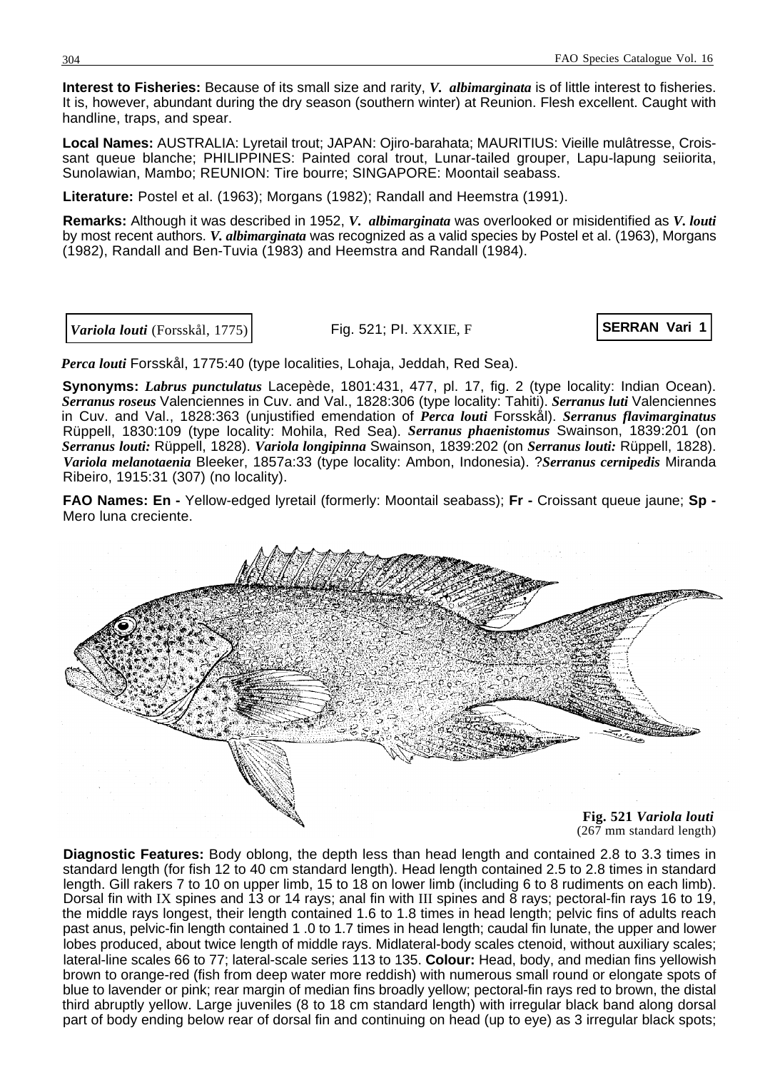**Interest to Fisheries:** Because of its small size and rarity, ***V. albimarginata*** is of little interest to fisheries. It is, however, abundant during the dry season (southern winter) at Reunion. Flesh excellent. Caught with handline, traps, and spear.

**Local Names:** AUSTRALIA: Lyretail trout; JAPAN: Ojiro-barahata; MAURITIUS: Vieille mulâtresse, Croissant queue blanche; PHILIPPINES: Painted coral trout, Lunar-tailed grouper, Lapu-lapung seiiorita, Sunolawian, Mambo; REUNION: Tire bourre; SINGAPORE: Moontail seabass.

**Literature:** Postel et al. (1963); Morgans (1982); Randall and Heemstra (1991).

**Remarks:** Although it was described in 1952, ***V. albimarginata*** was overlooked or misidentified as ***V. louti*** by most recent authors. ***V. albimarginata*** was recognized as a valid species by Postel et al. (1963), Morgans (1982), Randall and Ben-Tuvia (1983) and Heemstra and Randall (1984).

***Variola louti*** (Forsskål, 1775) — Fig. 521; Pl. XXXIE, F — **SERRAN Vari 1**

***Perca louti*** Forsskål, 1775:40 (type localities, Lohaja, Jeddah, Red Sea).

**Synonyms:** ***Labrus punctulatus*** Lacepède, 1801:431, 477, pl. 17, fig. 2 (type locality: Indian Ocean). ***Serranus roseus*** Valenciennes in Cuv. and Val., 1828:306 (type locality: Tahiti). ***Serranus luti*** Valenciennes in Cuv. and Val., 1828:363 (unjustified emendation of ***Perca louti*** Forsskål). ***Serranus flavimarginatus*** Rüppell, 1830:109 (type locality: Mohila, Red Sea). ***Serranus phaenistomus*** Swainson, 1839:201 (on ***Serranus louti:*** Rüppell, 1828). ***Variola longipinna*** Swainson, 1839:202 (on ***Serranus louti:*** Rüppell, 1828). ***Variola melanotaenia*** Bleeker, 1857a:33 (type locality: Ambon, Indonesia). ?***Serranus cernipedis*** Miranda Ribeiro, 1915:31 (307) (no locality).

**FAO Names: En -** Yellow-edged lyretail (formerly: Moontail seabass); **Fr -** Croissant queue jaune; **Sp -** Mero luna creciente.

**Fig. 521 *Variola louti*** (267 mm standard length)

**Diagnostic Features:** Body oblong, the depth less than head length and contained 2.8 to 3.3 times in standard length (for fish 12 to 40 cm standard length). Head length contained 2.5 to 2.8 times in standard length. Gill rakers 7 to 10 on upper limb, 15 to 18 on lower limb (including 6 to 8 rudiments on each limb). Dorsal fin with IX spines and 13 or 14 rays; anal fin with III spines and 8 rays; pectoral-fin rays 16 to 19, the middle rays longest, their length contained 1.6 to 1.8 times in head length; pelvic fins of adults reach past anus, pelvic-fin length contained 1 .0 to 1.7 times in head length; caudal fin lunate, the upper and lower lobes produced, about twice length of middle rays. Midlateral-body scales ctenoid, without auxiliary scales; lateral-line scales 66 to 77; lateral-scale series 113 to 135. **Colour:** Head, body, and median fins yellowish brown to orange-red (fish from deep water more reddish) with numerous small round or elongate spots of blue to lavender or pink; rear margin of median fins broadly yellow; pectoral-fin rays red to brown, the distal third abruptly yellow. Large juveniles (8 to 18 cm standard length) with irregular black band along dorsal part of body ending below rear of dorsal fin and continuing on head (up to eye) as 3 irregular black spots;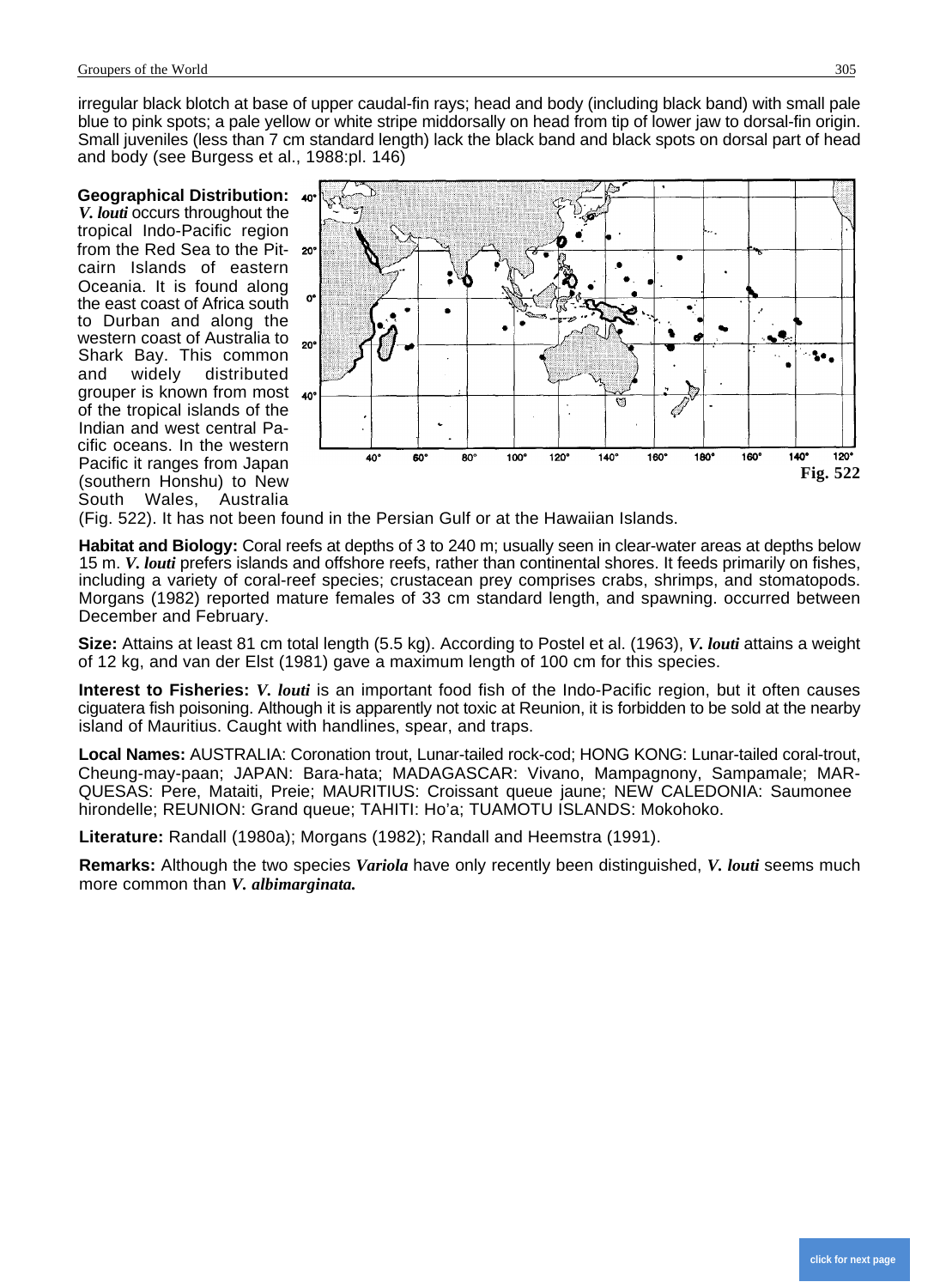irregular black blotch at base of upper caudal-fin rays; head and body (including black band) with small pale blue to pink spots; a pale yellow or white stripe middorsally on head from tip of lower jaw to dorsal-fin origin. Small juveniles (less than 7 cm standard length) lack the black band and black spots on dorsal part of head and body (see Burgess et al., 1988:pl. 146)

**Geographical Distribution:** ***V. louti*** occurs throughout the tropical Indo-Pacific region from the Red Sea to the Pitcairn Islands of eastern Oceania. It is found along the east coast of Africa south to Durban and along the western coast of Australia to Shark Bay. This common and widely distributed grouper is known from most of the tropical islands of the Indian and west central Pacific oceans. In the western Pacific it ranges from Japan (southern Honshu) to New South Wales, Australia (Fig. 522). It has not been found in the Persian Gulf or at the Hawaiian Islands.

40°
20°
0°
20°
40°
40° 60° 80° 100° 120° 140° 160° 180° 160° 140° 120°

**Fig. 522**

**Habitat and Biology:** Coral reefs at depths of 3 to 240 m; usually seen in clear-water areas at depths below 15 m. ***V. louti*** prefers islands and offshore reefs, rather than continental shores. It feeds primarily on fishes, including a variety of coral-reef species; crustacean prey comprises crabs, shrimps, and stomatopods. Morgans (1982) reported mature females of 33 cm standard length, and spawning. occurred between December and February.

**Size:** Attains at least 81 cm total length (5.5 kg). According to Postel et al. (1963), ***V. louti*** attains a weight of 12 kg, and van der Elst (1981) gave a maximum length of 100 cm for this species.

**Interest to Fisheries:** ***V. louti*** is an important food fish of the Indo-Pacific region, but it often causes ciguatera fish poisoning. Although it is apparently not toxic at Reunion, it is forbidden to be sold at the nearby island of Mauritius. Caught with handlines, spear, and traps.

**Local Names:** AUSTRALIA: Coronation trout, Lunar-tailed rock-cod; HONG KONG: Lunar-tailed coral-trout, Cheung-may-paan; JAPAN: Bara-hata; MADAGASCAR: Vivano, Mampagnony, Sampamale; MARQUESAS: Pere, Mataiti, Preie; MAURITIUS: Croissant queue jaune; NEW CALEDONIA: Saumonee hirondelle; REUNION: Grand queue; TAHITI: Ho'a; TUAMOTU ISLANDS: Mokohoko.

**Literature:** Randall (1980a); Morgans (1982); Randall and Heemstra (1991).

**Remarks:** Although the two species ***Variola*** have only recently been distinguished, ***V. louti*** seems much more common than ***V. albimarginata.***